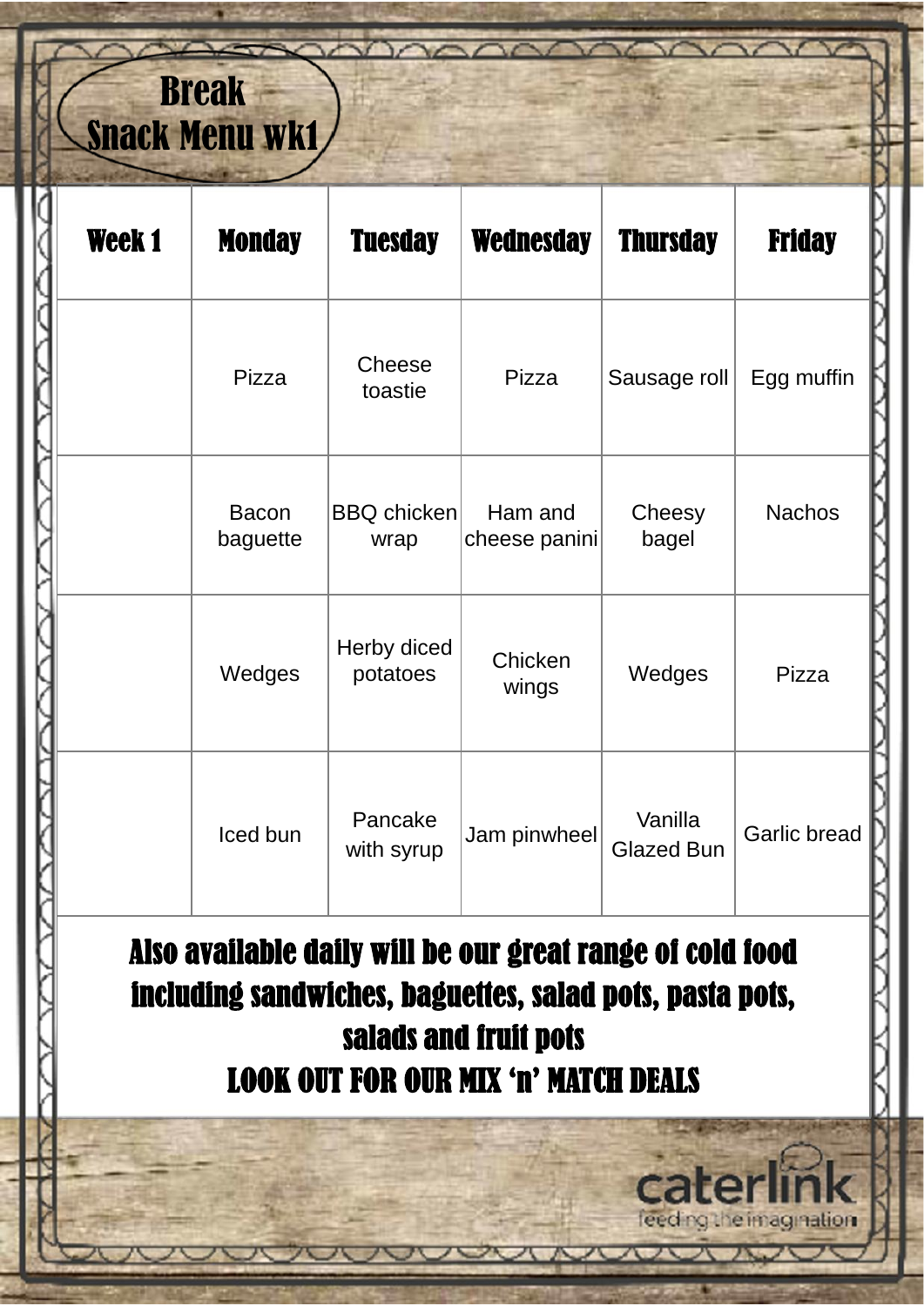# Break Snack Menu wk1

| Week 1 | Monday | Tuesday | Wednesday | Thursday | Friday |
| --- | --- | --- | --- | --- | --- |
| | Pizza | Cheese toastie | Pizza | Sausage roll | Egg muffin |
| | Bacon baguette | BBQ chicken wrap | Ham and cheese panini | Cheesy bagel | Nachos |
| | Wedges | Herby diced potatoes | Chicken wings | Wedges | Pizza |
| | Iced bun | Pancake with syrup | Jam pinwheel | Vanilla Glazed Bun | Garlic bread |

**Also available daily will be our great range of cold food including sandwiches, baguettes, salad pots, pasta pots, salads and fruit pots**

**LOOK OUT FOR OUR MIX 'n' MATCH DEALS**

caterlink
feeding the imagination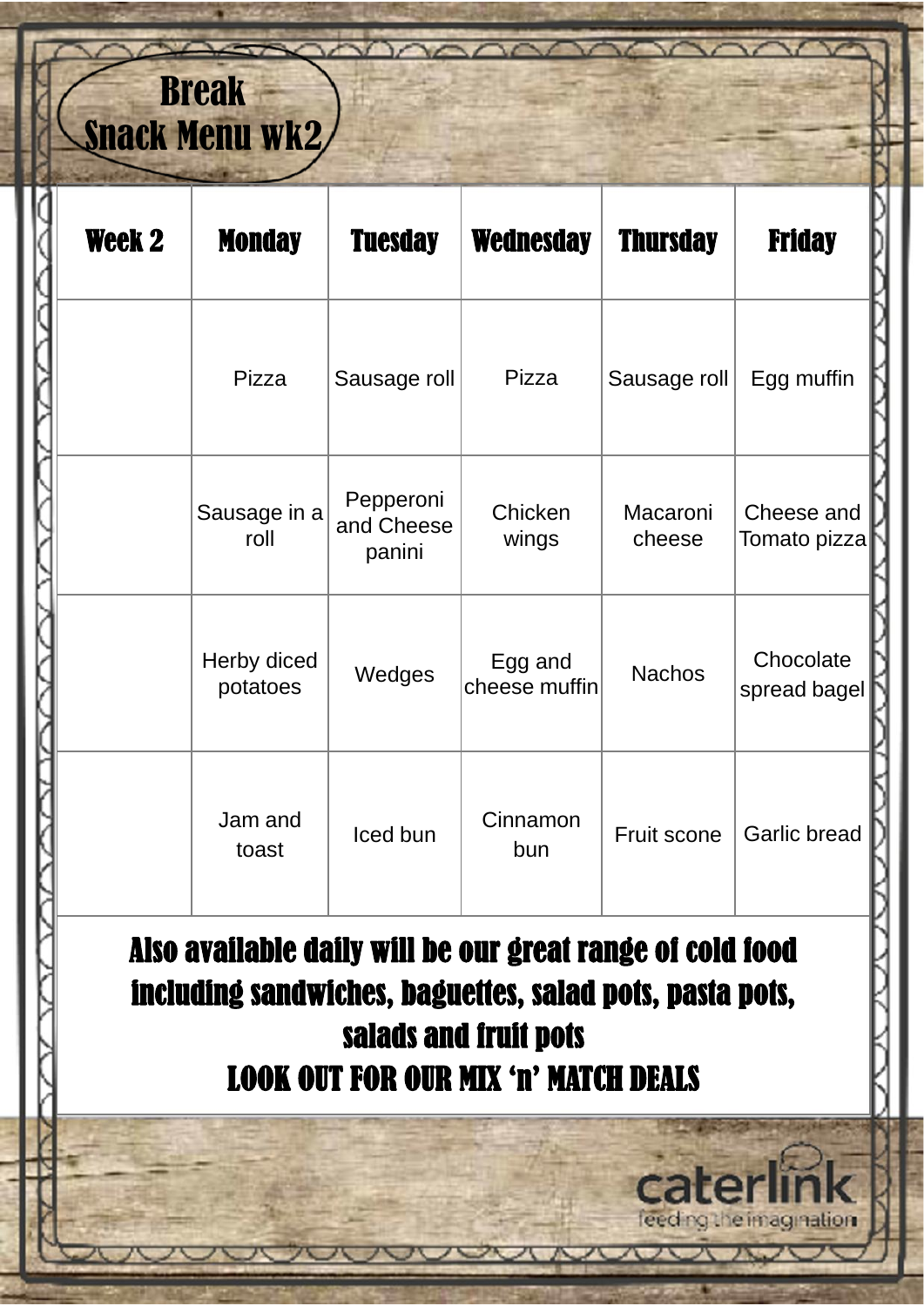# Break Snack Menu wk2

| Week 2 | Monday | Tuesday | Wednesday | Thursday | Friday |
|---|---|---|---|---|---|
| | Pizza | Sausage roll | Pizza | Sausage roll | Egg muffin |
| | Sausage in a roll | Pepperoni and Cheese panini | Chicken wings | Macaroni cheese | Cheese and Tomato pizza |
| | Herby diced potatoes | Wedges | Egg and cheese muffin | Nachos | Chocolate spread bagel |
| | Jam and toast | Iced bun | Cinnamon bun | Fruit scone | Garlic bread |

**Also available daily will be our great range of cold food including sandwiches, baguettes, salad pots, pasta pots, salads and fruit pots**

**LOOK OUT FOR OUR MIX 'n' MATCH DEALS**

caterlink
feeding the imagination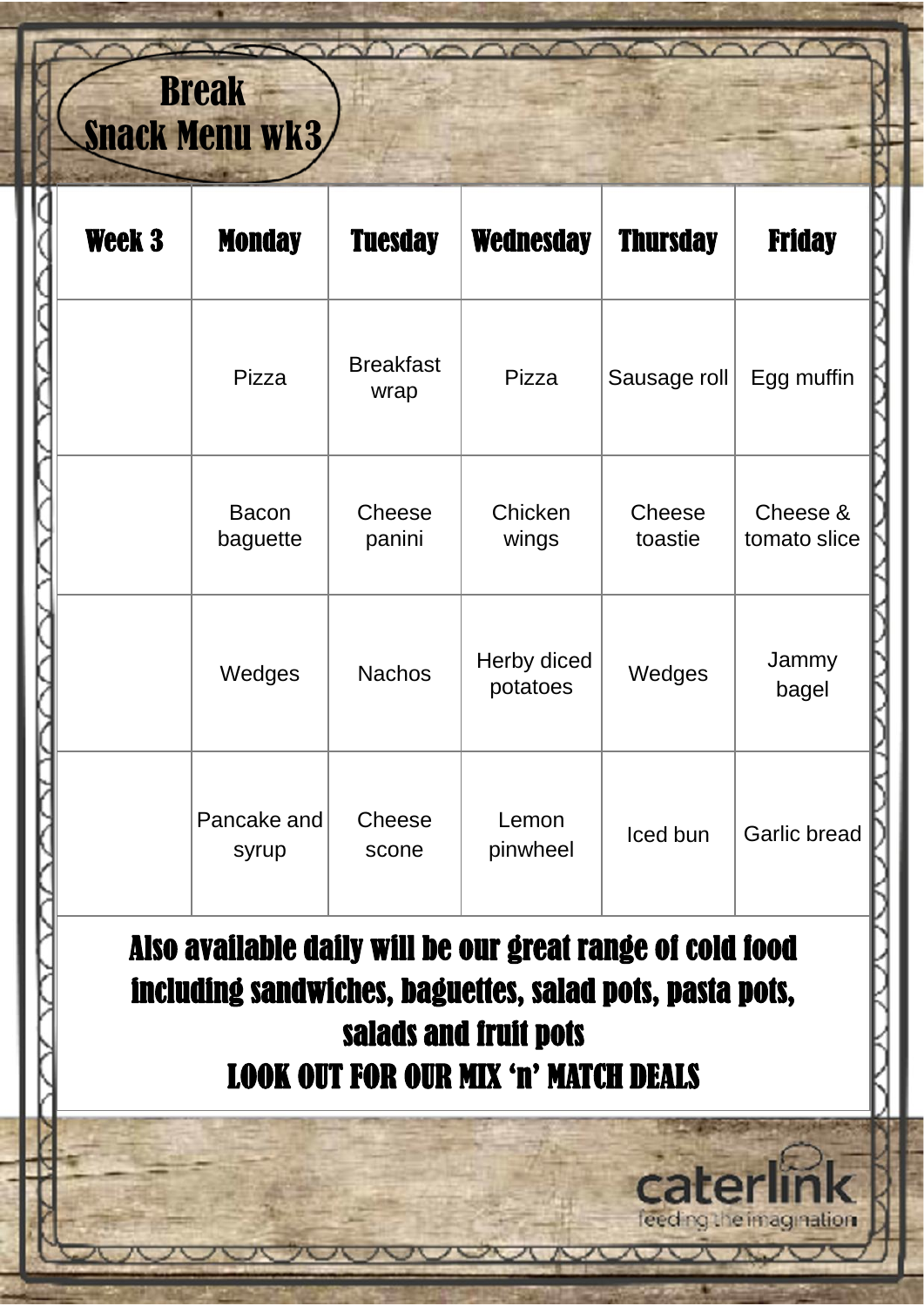# Break Snack Menu wk3

| Week 3 | Monday | Tuesday | Wednesday | Thursday | Friday |
|---|---|---|---|---|---|
| | Pizza | Breakfast wrap | Pizza | Sausage roll | Egg muffin |
| | Bacon baguette | Cheese panini | Chicken wings | Cheese toastie | Cheese & tomato slice |
| | Wedges | Nachos | Herby diced potatoes | Wedges | Jammy bagel |
| | Pancake and syrup | Cheese scone | Lemon pinwheel | Iced bun | Garlic bread |

**Also available daily will be our great range of cold food including sandwiches, baguettes, salad pots, pasta pots, salads and fruit pots**

**LOOK OUT FOR OUR MIX 'n' MATCH DEALS**

caterlink
feeding the imagination